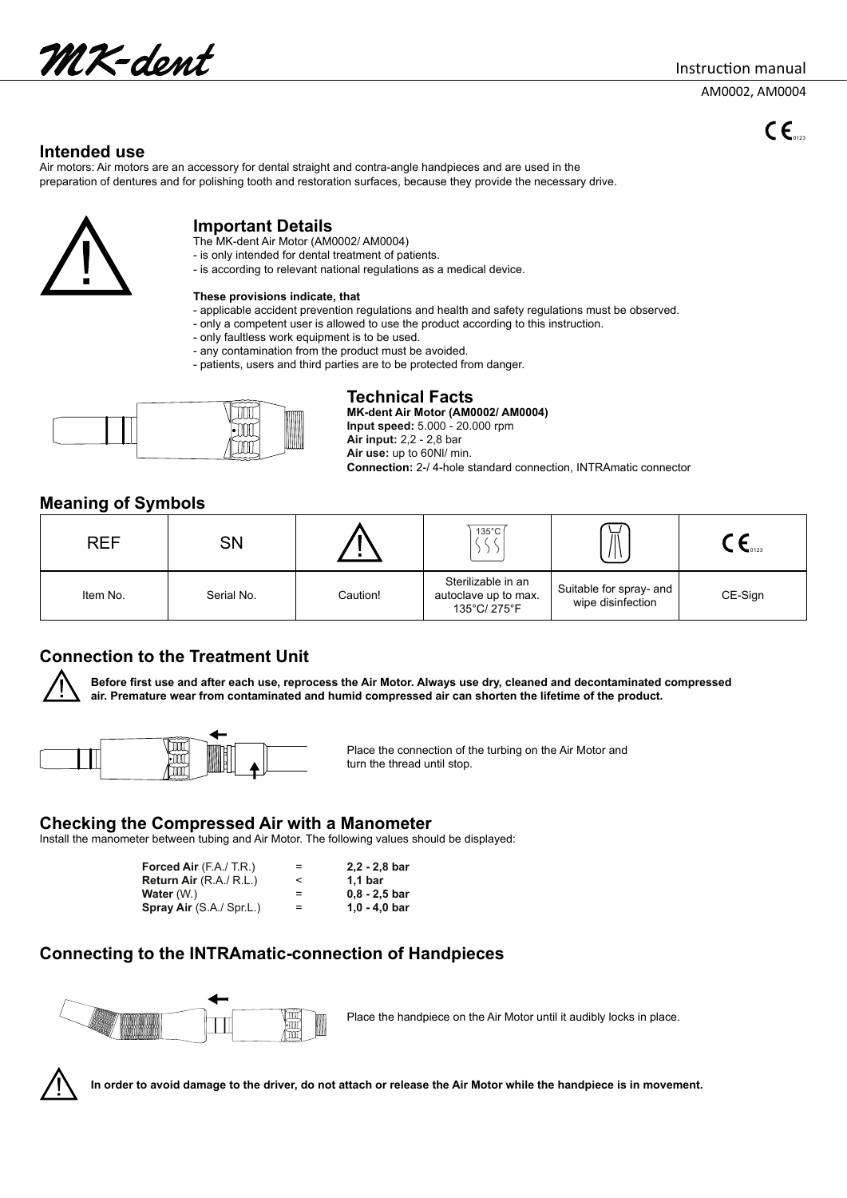MK-dent

Instruction manual

AM0002, AM0004

CE 0123

## Intended use

Air motors: Air motors are an accessory for dental straight and contra-angle handpieces and are used in the preparation of dentures and for polishing tooth and restoration surfaces, because they provide the necessary drive.

## Important Details

The MK-dent Air Motor (AM0002/ AM0004)
- is only intended for dental treatment of patients.
- is according to relevant national regulations as a medical device.

**These provisions indicate, that**
- applicable accident prevention regulations and health and safety regulations must be observed.
- only a competent user is allowed to use the product according to this instruction.
- only faultless work equipment is to be used.
- any contamination from the product must be avoided.
- patients, users and third parties are to be protected from danger.

## Technical Facts

**MK-dent Air Motor (AM0002/ AM0004)**
**Input speed:** 5.000 - 20.000 rpm
**Air input:** 2,2 - 2,8 bar
**Air use:** up to 60Nl/ min.
**Connection:** 2-/ 4-hole standard connection, INTRAmatic connector

## Meaning of Symbols

| REF | SN | ⚠ | 135°C | | CE 0123 |
|---|---|---|---|---|---|
| Item No. | Serial No. | Caution! | Sterilizable in an autoclave up to max. 135°C/ 275°F | Suitable for spray- and wipe disinfection | CE-Sign |

## Connection to the Treatment Unit

**Before first use and after each use, reprocess the Air Motor. Always use dry, cleaned and decontaminated compressed air. Premature wear from contaminated and humid compressed air can shorten the lifetime of the product.**

Place the connection of the turbing on the Air Motor and turn the thread until stop.

## Checking the Compressed Air with a Manometer

Install the manometer between tubing and Air Motor. The following values should be displayed:

| | | |
|---|---|---|
| **Forced Air** (F.A./ T.R.) | = | **2,2 - 2,8 bar** |
| **Return Air** (R.A./ R.L.) | < | **1,1 bar** |
| **Water** (W.) | = | **0,8 - 2,5 bar** |
| **Spray Air** (S.A./ Spr.L.) | = | **1,0 - 4,0 bar** |

## Connecting to the INTRAmatic-connection of Handpieces

Place the handpiece on the Air Motor until it audibly locks in place.

**In order to avoid damage to the driver, do not attach or release the Air Motor while the handpiece is in movement.**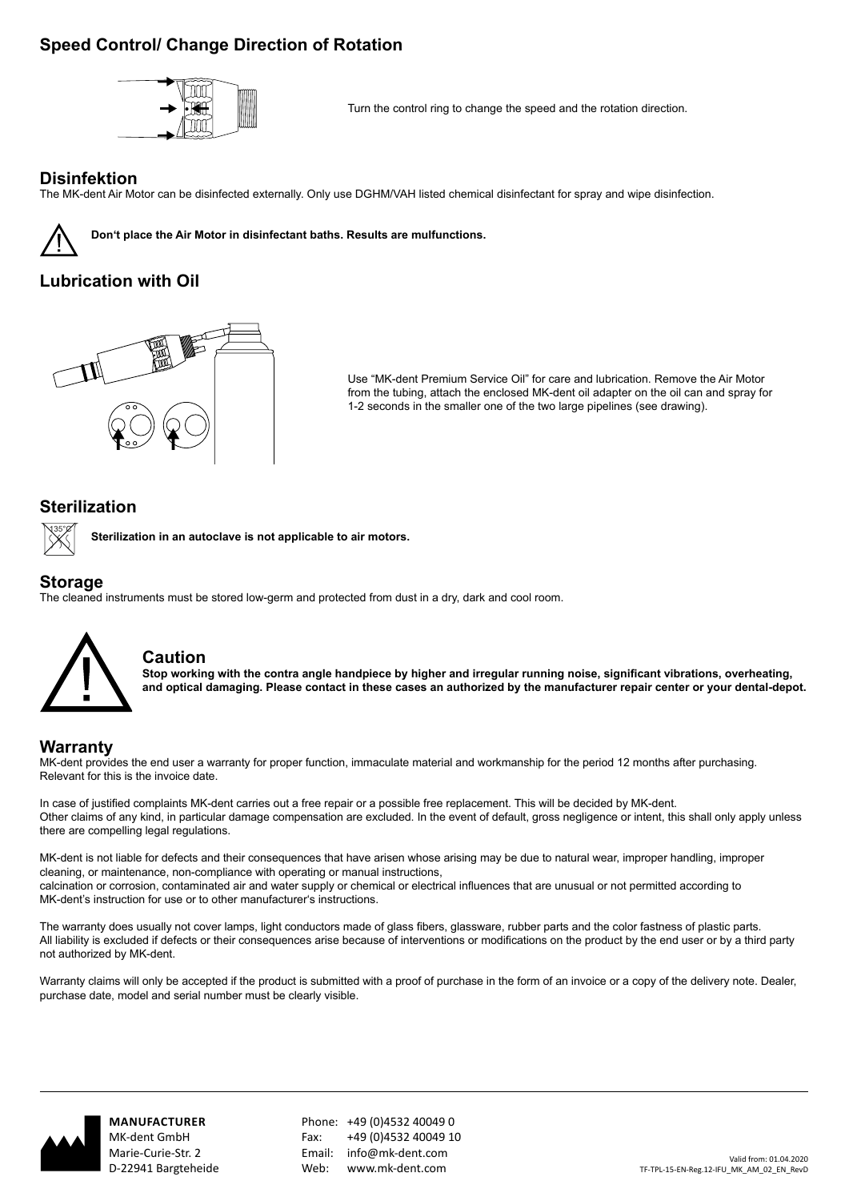## Speed Control/ Change Direction of Rotation

Turn the control ring to change the speed and the rotation direction.

## Disinfektion

The MK-dent Air Motor can be disinfected externally. Only use DGHM/VAH listed chemical disinfectant for spray and wipe disinfection.

**Don't place the Air Motor in disinfectant baths. Results are mulfunctions.**

## Lubrication with Oil

Use "MK-dent Premium Service Oil" for care and lubrication. Remove the Air Motor from the tubing, attach the enclosed MK-dent oil adapter on the oil can and spray for 1-2 seconds in the smaller one of the two large pipelines (see drawing).

## Sterilization

**Sterilization in an autoclave is not applicable to air motors.**

## Storage

The cleaned instruments must be stored low-germ and protected from dust in a dry, dark and cool room.

### Caution

**Stop working with the contra angle handpiece by higher and irregular running noise, significant vibrations, overheating, and optical damaging. Please contact in these cases an authorized by the manufacturer repair center or your dental-depot.**

## Warranty

MK-dent provides the end user a warranty for proper function, immaculate material and workmanship for the period 12 months after purchasing. Relevant for this is the invoice date.

In case of justified complaints MK-dent carries out a free repair or a possible free replacement. This will be decided by MK-dent. Other claims of any kind, in particular damage compensation are excluded. In the event of default, gross negligence or intent, this shall only apply unless there are compelling legal regulations.

MK-dent is not liable for defects and their consequences that have arisen whose arising may be due to natural wear, improper handling, improper cleaning, or maintenance, non-compliance with operating or manual instructions, calcination or corrosion, contaminated air and water supply or chemical or electrical influences that are unusual or not permitted according to MK-dent's instruction for use or to other manufacturer's instructions.

The warranty does usually not cover lamps, light conductors made of glass fibers, glassware, rubber parts and the color fastness of plastic parts. All liability is excluded if defects or their consequences arise because of interventions or modifications on the product by the end user or by a third party not authorized by MK-dent.

Warranty claims will only be accepted if the product is submitted with a proof of purchase in the form of an invoice or a copy of the delivery note. Dealer, purchase date, model and serial number must be clearly visible.

**MANUFACTURER**
MK-dent GmbH
Marie-Curie-Str. 2
D-22941 Bargteheide

Phone: +49 (0)4532 40049 0
Fax: +49 (0)4532 40049 10
Email: info@mk-dent.com
Web: www.mk-dent.com

Valid from: 01.04.2020
TF-TPL-15-EN-Reg.12-IFU_MK_AM_02_EN_RevD